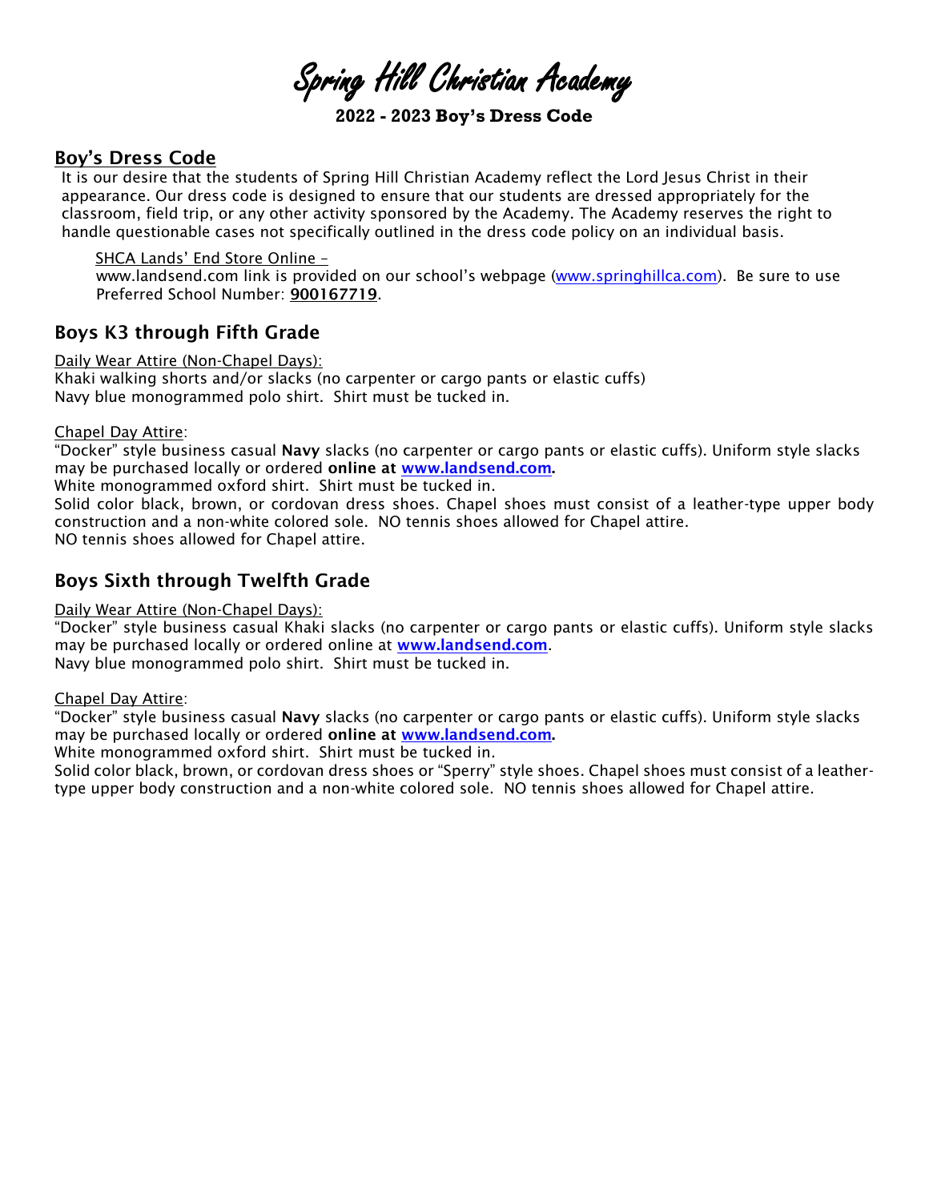# Spring Hill Christian Academy

**2022 - 2023 Boy's Dress Code**

## Boy's Dress Code

It is our desire that the students of Spring Hill Christian Academy reflect the Lord Jesus Christ in their appearance. Our dress code is designed to ensure that our students are dressed appropriately for the classroom, field trip, or any other activity sponsored by the Academy. The Academy reserves the right to handle questionable cases not specifically outlined in the dress code policy on an individual basis.

SHCA Lands' End Store Online –
www.landsend.com link is provided on our school's webpage (www.springhillca.com). Be sure to use Preferred School Number: **900167719**.

## Boys K3 through Fifth Grade

Daily Wear Attire (Non-Chapel Days):
Khaki walking shorts and/or slacks (no carpenter or cargo pants or elastic cuffs)
Navy blue monogrammed polo shirt. Shirt must be tucked in.

Chapel Day Attire:
"Docker" style business casual **Navy** slacks (no carpenter or cargo pants or elastic cuffs). Uniform style slacks may be purchased locally or ordered **online at www.landsend.com.**
White monogrammed oxford shirt. Shirt must be tucked in.
Solid color black, brown, or cordovan dress shoes. Chapel shoes must consist of a leather-type upper body construction and a non-white colored sole. NO tennis shoes allowed for Chapel attire.
NO tennis shoes allowed for Chapel attire.

## Boys Sixth through Twelfth Grade

Daily Wear Attire (Non-Chapel Days):
"Docker" style business casual Khaki slacks (no carpenter or cargo pants or elastic cuffs). Uniform style slacks may be purchased locally or ordered online at **www.landsend.com**.
Navy blue monogrammed polo shirt. Shirt must be tucked in.

Chapel Day Attire:
"Docker" style business casual **Navy** slacks (no carpenter or cargo pants or elastic cuffs). Uniform style slacks may be purchased locally or ordered **online at www.landsend.com.**
White monogrammed oxford shirt. Shirt must be tucked in.
Solid color black, brown, or cordovan dress shoes or "Sperry" style shoes. Chapel shoes must consist of a leather-type upper body construction and a non-white colored sole. NO tennis shoes allowed for Chapel attire.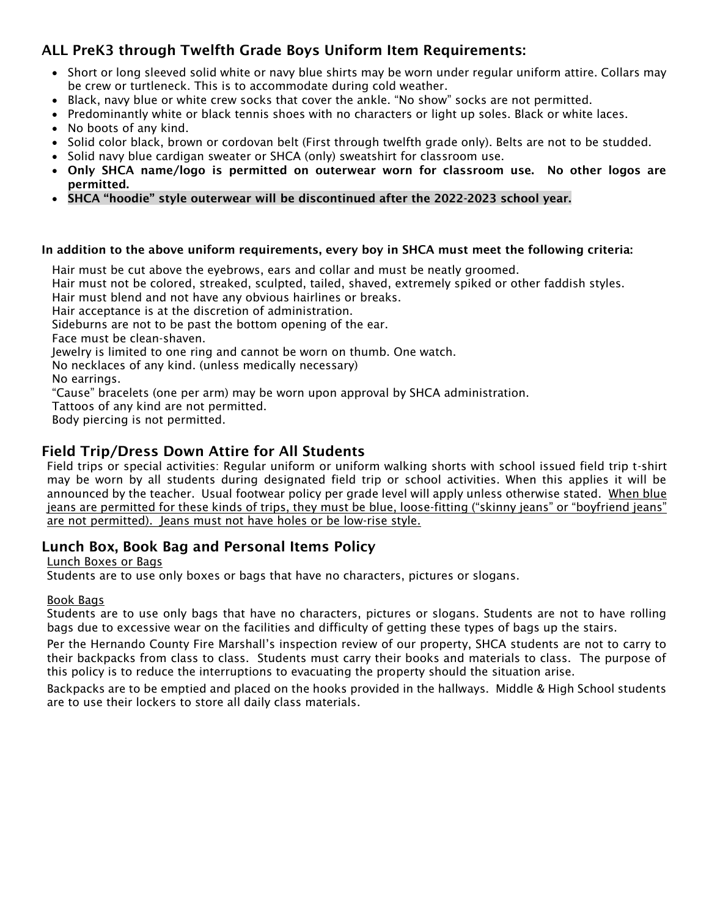## ALL PreK3 through Twelfth Grade Boys Uniform Item Requirements:

- Short or long sleeved solid white or navy blue shirts may be worn under regular uniform attire. Collars may be crew or turtleneck. This is to accommodate during cold weather.
- Black, navy blue or white crew socks that cover the ankle. "No show" socks are not permitted.
- Predominantly white or black tennis shoes with no characters or light up soles. Black or white laces.
- No boots of any kind.
- Solid color black, brown or cordovan belt (First through twelfth grade only). Belts are not to be studded.
- Solid navy blue cardigan sweater or SHCA (only) sweatshirt for classroom use.
- **Only SHCA name/logo is permitted on outerwear worn for classroom use. No other logos are permitted.**
- **SHCA "hoodie" style outerwear will be discontinued after the 2022-2023 school year.**

**In addition to the above uniform requirements, every boy in SHCA must meet the following criteria:**

Hair must be cut above the eyebrows, ears and collar and must be neatly groomed.
Hair must not be colored, streaked, sculpted, tailed, shaved, extremely spiked or other faddish styles.
Hair must blend and not have any obvious hairlines or breaks.
Hair acceptance is at the discretion of administration.
Sideburns are not to be past the bottom opening of the ear.
Face must be clean-shaven.
Jewelry is limited to one ring and cannot be worn on thumb. One watch.
No necklaces of any kind. (unless medically necessary)
No earrings.
"Cause" bracelets (one per arm) may be worn upon approval by SHCA administration.
Tattoos of any kind are not permitted.
Body piercing is not permitted.

## Field Trip/Dress Down Attire for All Students

Field trips or special activities: Regular uniform or uniform walking shorts with school issued field trip t-shirt may be worn by all students during designated field trip or school activities. When this applies it will be announced by the teacher. Usual footwear policy per grade level will apply unless otherwise stated. When blue jeans are permitted for these kinds of trips, they must be blue, loose-fitting ("skinny jeans" or "boyfriend jeans" are not permitted). Jeans must not have holes or be low-rise style.

## Lunch Box, Book Bag and Personal Items Policy

Lunch Boxes or Bags

Students are to use only boxes or bags that have no characters, pictures or slogans.

Book Bags

Students are to use only bags that have no characters, pictures or slogans. Students are not to have rolling bags due to excessive wear on the facilities and difficulty of getting these types of bags up the stairs.

Per the Hernando County Fire Marshall's inspection review of our property, SHCA students are not to carry to their backpacks from class to class. Students must carry their books and materials to class. The purpose of this policy is to reduce the interruptions to evacuating the property should the situation arise.

Backpacks are to be emptied and placed on the hooks provided in the hallways. Middle & High School students are to use their lockers to store all daily class materials.